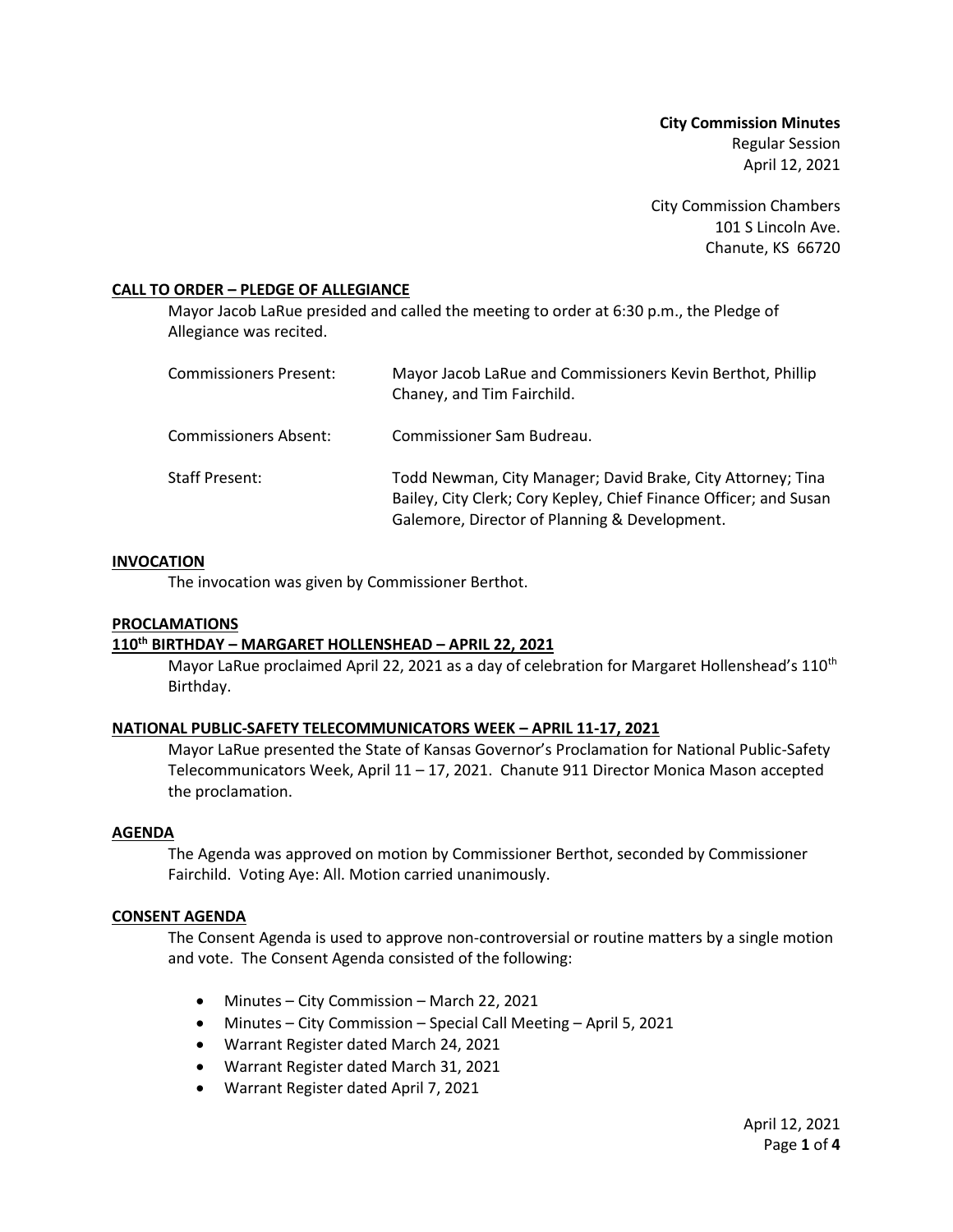**City Commission Minutes**
Regular Session
April 12, 2021

City Commission Chambers
101 S Lincoln Ave.
Chanute, KS 66720

## CALL TO ORDER – PLEDGE OF ALLEGIANCE

Mayor Jacob LaRue presided and called the meeting to order at 6:30 p.m., the Pledge of Allegiance was recited.

| | |
|---|---|
| Commissioners Present: | Mayor Jacob LaRue and Commissioners Kevin Berthot, Phillip Chaney, and Tim Fairchild. |
| Commissioners Absent: | Commissioner Sam Budreau. |
| Staff Present: | Todd Newman, City Manager; David Brake, City Attorney; Tina Bailey, City Clerk; Cory Kepley, Chief Finance Officer; and Susan Galemore, Director of Planning & Development. |

## INVOCATION

The invocation was given by Commissioner Berthot.

## PROCLAMATIONS

### 110th BIRTHDAY – MARGARET HOLLENSHEAD – APRIL 22, 2021

Mayor LaRue proclaimed April 22, 2021 as a day of celebration for Margaret Hollenshead's 110th Birthday.

### NATIONAL PUBLIC-SAFETY TELECOMMUNICATORS WEEK – APRIL 11-17, 2021

Mayor LaRue presented the State of Kansas Governor's Proclamation for National Public-Safety Telecommunicators Week, April 11 – 17, 2021. Chanute 911 Director Monica Mason accepted the proclamation.

## AGENDA

The Agenda was approved on motion by Commissioner Berthot, seconded by Commissioner Fairchild. Voting Aye: All. Motion carried unanimously.

## CONSENT AGENDA

The Consent Agenda is used to approve non-controversial or routine matters by a single motion and vote. The Consent Agenda consisted of the following:

- Minutes – City Commission – March 22, 2021
- Minutes – City Commission – Special Call Meeting – April 5, 2021
- Warrant Register dated March 24, 2021
- Warrant Register dated March 31, 2021
- Warrant Register dated April 7, 2021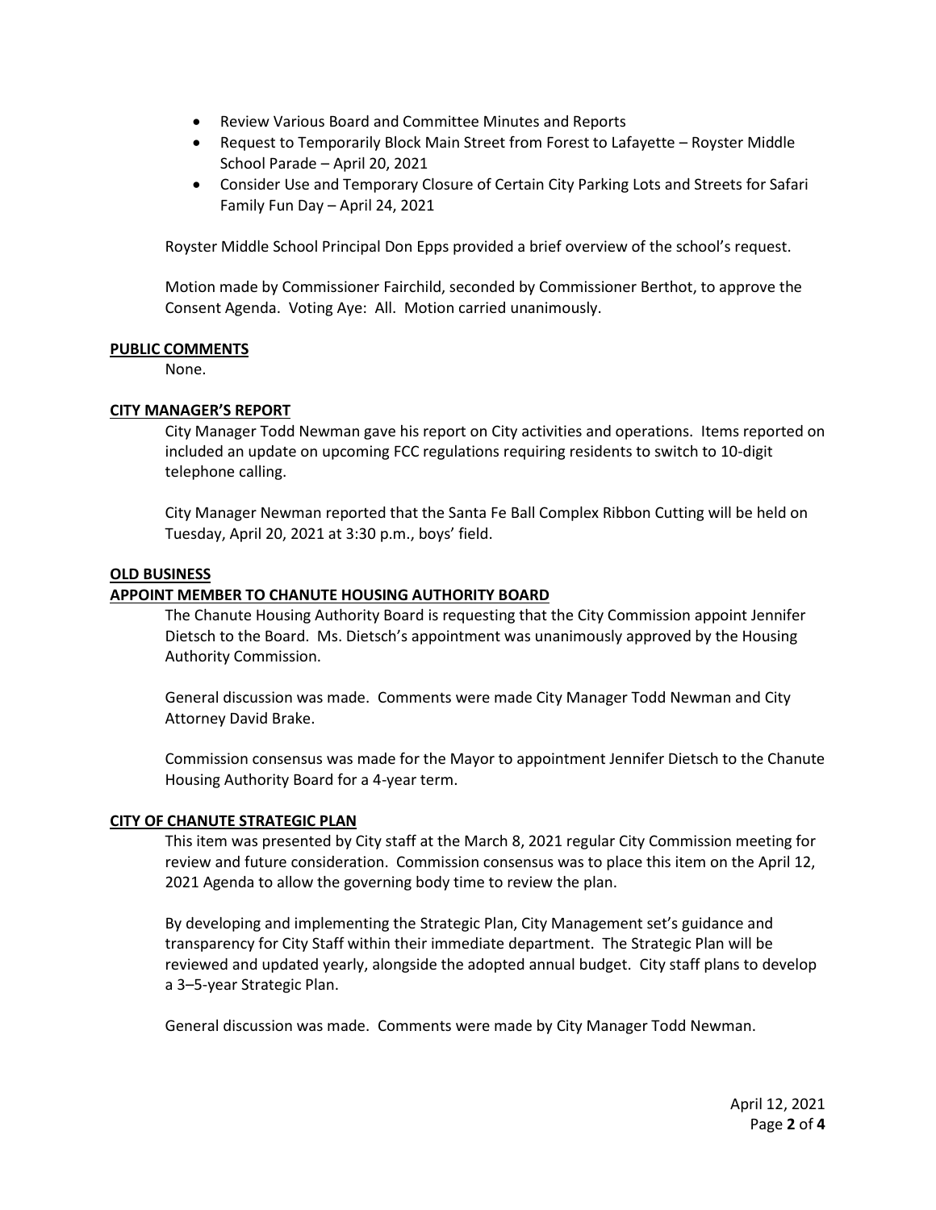- Review Various Board and Committee Minutes and Reports
- Request to Temporarily Block Main Street from Forest to Lafayette – Royster Middle School Parade – April 20, 2021
- Consider Use and Temporary Closure of Certain City Parking Lots and Streets for Safari Family Fun Day – April 24, 2021

Royster Middle School Principal Don Epps provided a brief overview of the school's request.

Motion made by Commissioner Fairchild, seconded by Commissioner Berthot, to approve the Consent Agenda. Voting Aye: All. Motion carried unanimously.

**PUBLIC COMMENTS**

None.

**CITY MANAGER'S REPORT**

City Manager Todd Newman gave his report on City activities and operations. Items reported on included an update on upcoming FCC regulations requiring residents to switch to 10-digit telephone calling.

City Manager Newman reported that the Santa Fe Ball Complex Ribbon Cutting will be held on Tuesday, April 20, 2021 at 3:30 p.m., boys' field.

**OLD BUSINESS**

**APPOINT MEMBER TO CHANUTE HOUSING AUTHORITY BOARD**

The Chanute Housing Authority Board is requesting that the City Commission appoint Jennifer Dietsch to the Board. Ms. Dietsch's appointment was unanimously approved by the Housing Authority Commission.

General discussion was made. Comments were made City Manager Todd Newman and City Attorney David Brake.

Commission consensus was made for the Mayor to appointment Jennifer Dietsch to the Chanute Housing Authority Board for a 4-year term.

**CITY OF CHANUTE STRATEGIC PLAN**

This item was presented by City staff at the March 8, 2021 regular City Commission meeting for review and future consideration. Commission consensus was to place this item on the April 12, 2021 Agenda to allow the governing body time to review the plan.

By developing and implementing the Strategic Plan, City Management set's guidance and transparency for City Staff within their immediate department. The Strategic Plan will be reviewed and updated yearly, alongside the adopted annual budget. City staff plans to develop a 3–5-year Strategic Plan.

General discussion was made. Comments were made by City Manager Todd Newman.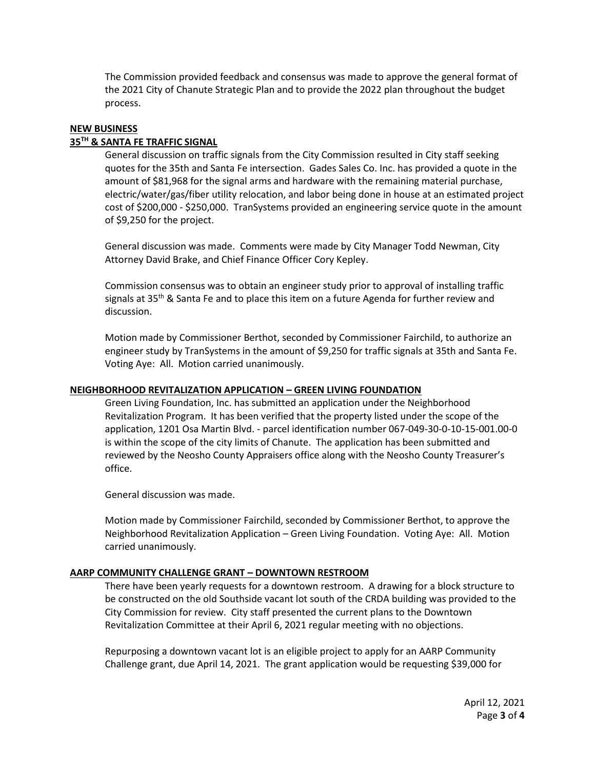The Commission provided feedback and consensus was made to approve the general format of the 2021 City of Chanute Strategic Plan and to provide the 2022 plan throughout the budget process.

**NEW BUSINESS**

**35TH & SANTA FE TRAFFIC SIGNAL**

General discussion on traffic signals from the City Commission resulted in City staff seeking quotes for the 35th and Santa Fe intersection. Gades Sales Co. Inc. has provided a quote in the amount of $81,968 for the signal arms and hardware with the remaining material purchase, electric/water/gas/fiber utility relocation, and labor being done in house at an estimated project cost of $200,000 - $250,000. TranSystems provided an engineering service quote in the amount of $9,250 for the project.

General discussion was made. Comments were made by City Manager Todd Newman, City Attorney David Brake, and Chief Finance Officer Cory Kepley.

Commission consensus was to obtain an engineer study prior to approval of installing traffic signals at 35th & Santa Fe and to place this item on a future Agenda for further review and discussion.

Motion made by Commissioner Berthot, seconded by Commissioner Fairchild, to authorize an engineer study by TranSystems in the amount of $9,250 for traffic signals at 35th and Santa Fe. Voting Aye: All. Motion carried unanimously.

**NEIGHBORHOOD REVITALIZATION APPLICATION – GREEN LIVING FOUNDATION**

Green Living Foundation, Inc. has submitted an application under the Neighborhood Revitalization Program. It has been verified that the property listed under the scope of the application, 1201 Osa Martin Blvd. - parcel identification number 067-049-30-0-10-15-001.00-0 is within the scope of the city limits of Chanute. The application has been submitted and reviewed by the Neosho County Appraisers office along with the Neosho County Treasurer's office.

General discussion was made.

Motion made by Commissioner Fairchild, seconded by Commissioner Berthot, to approve the Neighborhood Revitalization Application – Green Living Foundation. Voting Aye: All. Motion carried unanimously.

**AARP COMMUNITY CHALLENGE GRANT – DOWNTOWN RESTROOM**

There have been yearly requests for a downtown restroom. A drawing for a block structure to be constructed on the old Southside vacant lot south of the CRDA building was provided to the City Commission for review. City staff presented the current plans to the Downtown Revitalization Committee at their April 6, 2021 regular meeting with no objections.

Repurposing a downtown vacant lot is an eligible project to apply for an AARP Community Challenge grant, due April 14, 2021. The grant application would be requesting $39,000 for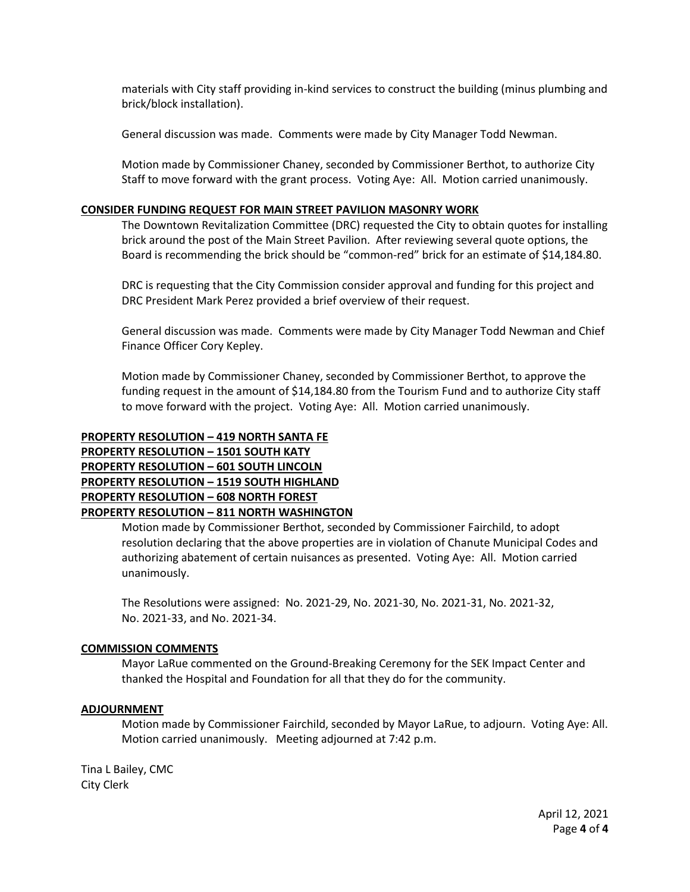materials with City staff providing in-kind services to construct the building (minus plumbing and brick/block installation).

General discussion was made. Comments were made by City Manager Todd Newman.

Motion made by Commissioner Chaney, seconded by Commissioner Berthot, to authorize City Staff to move forward with the grant process. Voting Aye: All. Motion carried unanimously.

**CONSIDER FUNDING REQUEST FOR MAIN STREET PAVILION MASONRY WORK**

The Downtown Revitalization Committee (DRC) requested the City to obtain quotes for installing brick around the post of the Main Street Pavilion. After reviewing several quote options, the Board is recommending the brick should be "common-red" brick for an estimate of $14,184.80.

DRC is requesting that the City Commission consider approval and funding for this project and DRC President Mark Perez provided a brief overview of their request.

General discussion was made. Comments were made by City Manager Todd Newman and Chief Finance Officer Cory Kepley.

Motion made by Commissioner Chaney, seconded by Commissioner Berthot, to approve the funding request in the amount of $14,184.80 from the Tourism Fund and to authorize City staff to move forward with the project. Voting Aye: All. Motion carried unanimously.

**PROPERTY RESOLUTION – 419 NORTH SANTA FE**
**PROPERTY RESOLUTION – 1501 SOUTH KATY**
**PROPERTY RESOLUTION – 601 SOUTH LINCOLN**
**PROPERTY RESOLUTION – 1519 SOUTH HIGHLAND**
**PROPERTY RESOLUTION – 608 NORTH FOREST**
**PROPERTY RESOLUTION – 811 NORTH WASHINGTON**

Motion made by Commissioner Berthot, seconded by Commissioner Fairchild, to adopt resolution declaring that the above properties are in violation of Chanute Municipal Codes and authorizing abatement of certain nuisances as presented. Voting Aye: All. Motion carried unanimously.

The Resolutions were assigned: No. 2021-29, No. 2021-30, No. 2021-31, No. 2021-32, No. 2021-33, and No. 2021-34.

**COMMISSION COMMENTS**

Mayor LaRue commented on the Ground-Breaking Ceremony for the SEK Impact Center and thanked the Hospital and Foundation for all that they do for the community.

**ADJOURNMENT**

Motion made by Commissioner Fairchild, seconded by Mayor LaRue, to adjourn. Voting Aye: All. Motion carried unanimously. Meeting adjourned at 7:42 p.m.

Tina L Bailey, CMC
City Clerk

April 12, 2021